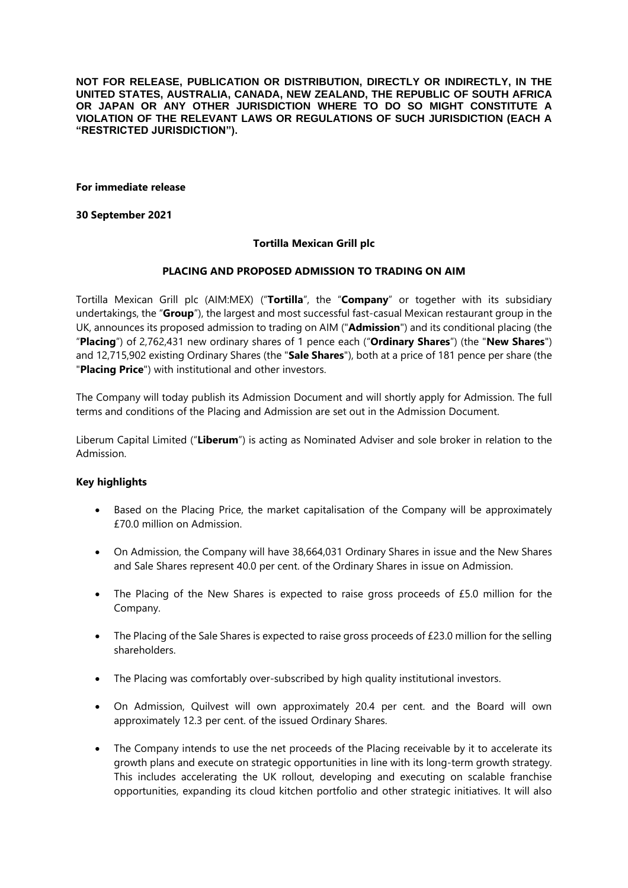**NOT FOR RELEASE, PUBLICATION OR DISTRIBUTION, DIRECTLY OR INDIRECTLY, IN THE UNITED STATES, AUSTRALIA, CANADA, NEW ZEALAND, THE REPUBLIC OF SOUTH AFRICA OR JAPAN OR ANY OTHER JURISDICTION WHERE TO DO SO MIGHT CONSTITUTE A VIOLATION OF THE RELEVANT LAWS OR REGULATIONS OF SUCH JURISDICTION (EACH A "RESTRICTED JURISDICTION").**

**For immediate release**

**30 September 2021**

**Tortilla Mexican Grill plc**

**PLACING AND PROPOSED ADMISSION TO TRADING ON AIM**

Tortilla Mexican Grill plc (AIM:MEX) ("**Tortilla**", the "**Company**" or together with its subsidiary undertakings, the "**Group**"), the largest and most successful fast-casual Mexican restaurant group in the UK, announces its proposed admission to trading on AIM ("**Admission**") and its conditional placing (the "**Placing**") of 2,762,431 new ordinary shares of 1 pence each ("**Ordinary Shares**") (the "**New Shares**") and 12,715,902 existing Ordinary Shares (the "**Sale Shares**"), both at a price of 181 pence per share (the "**Placing Price**") with institutional and other investors.

The Company will today publish its Admission Document and will shortly apply for Admission. The full terms and conditions of the Placing and Admission are set out in the Admission Document.

Liberum Capital Limited ("**Liberum**") is acting as Nominated Adviser and sole broker in relation to the Admission.

**Key highlights**

- Based on the Placing Price, the market capitalisation of the Company will be approximately £70.0 million on Admission.
- On Admission, the Company will have 38,664,031 Ordinary Shares in issue and the New Shares and Sale Shares represent 40.0 per cent. of the Ordinary Shares in issue on Admission.
- The Placing of the New Shares is expected to raise gross proceeds of £5.0 million for the Company.
- The Placing of the Sale Shares is expected to raise gross proceeds of £23.0 million for the selling shareholders.
- The Placing was comfortably over-subscribed by high quality institutional investors.
- On Admission, Quilvest will own approximately 20.4 per cent. and the Board will own approximately 12.3 per cent. of the issued Ordinary Shares.
- The Company intends to use the net proceeds of the Placing receivable by it to accelerate its growth plans and execute on strategic opportunities in line with its long-term growth strategy. This includes accelerating the UK rollout, developing and executing on scalable franchise opportunities, expanding its cloud kitchen portfolio and other strategic initiatives. It will also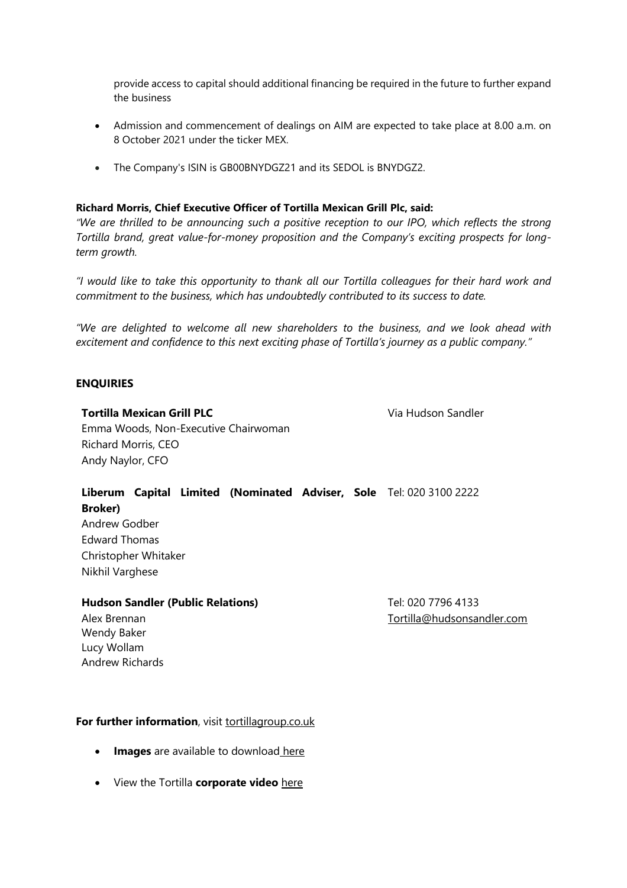provide access to capital should additional financing be required in the future to further expand the business

- Admission and commencement of dealings on AIM are expected to take place at 8.00 a.m. on 8 October 2021 under the ticker MEX.
- The Company's ISIN is GB00BNYDGZ21 and its SEDOL is BNYDGZ2.

**Richard Morris, Chief Executive Officer of Tortilla Mexican Grill Plc, said:**

*"We are thrilled to be announcing such a positive reception to our IPO, which reflects the strong Tortilla brand, great value-for-money proposition and the Company's exciting prospects for long-term growth.*

*"I would like to take this opportunity to thank all our Tortilla colleagues for their hard work and commitment to the business, which has undoubtedly contributed to its success to date.*

*"We are delighted to welcome all new shareholders to the business, and we look ahead with excitement and confidence to this next exciting phase of Tortilla's journey as a public company."*

**ENQUIRIES**

| | |
|---|---|
| **Tortilla Mexican Grill PLC**<br>Emma Woods, Non-Executive Chairwoman<br>Richard Morris, CEO<br>Andy Naylor, CFO | Via Hudson Sandler |
| **Liberum Capital Limited (Nominated Adviser, Sole Broker)**<br>Andrew Godber<br>Edward Thomas<br>Christopher Whitaker<br>Nikhil Varghese | Tel: 020 3100 2222 |
| **Hudson Sandler (Public Relations)**<br>Alex Brennan<br>Wendy Baker<br>Lucy Wollam<br>Andrew Richards | Tel: 020 7796 4133<br>Tortilla@hudsonsandler.com |

**For further information**, visit tortillagroup.co.uk

- **Images** are available to download here
- View the Tortilla **corporate video** here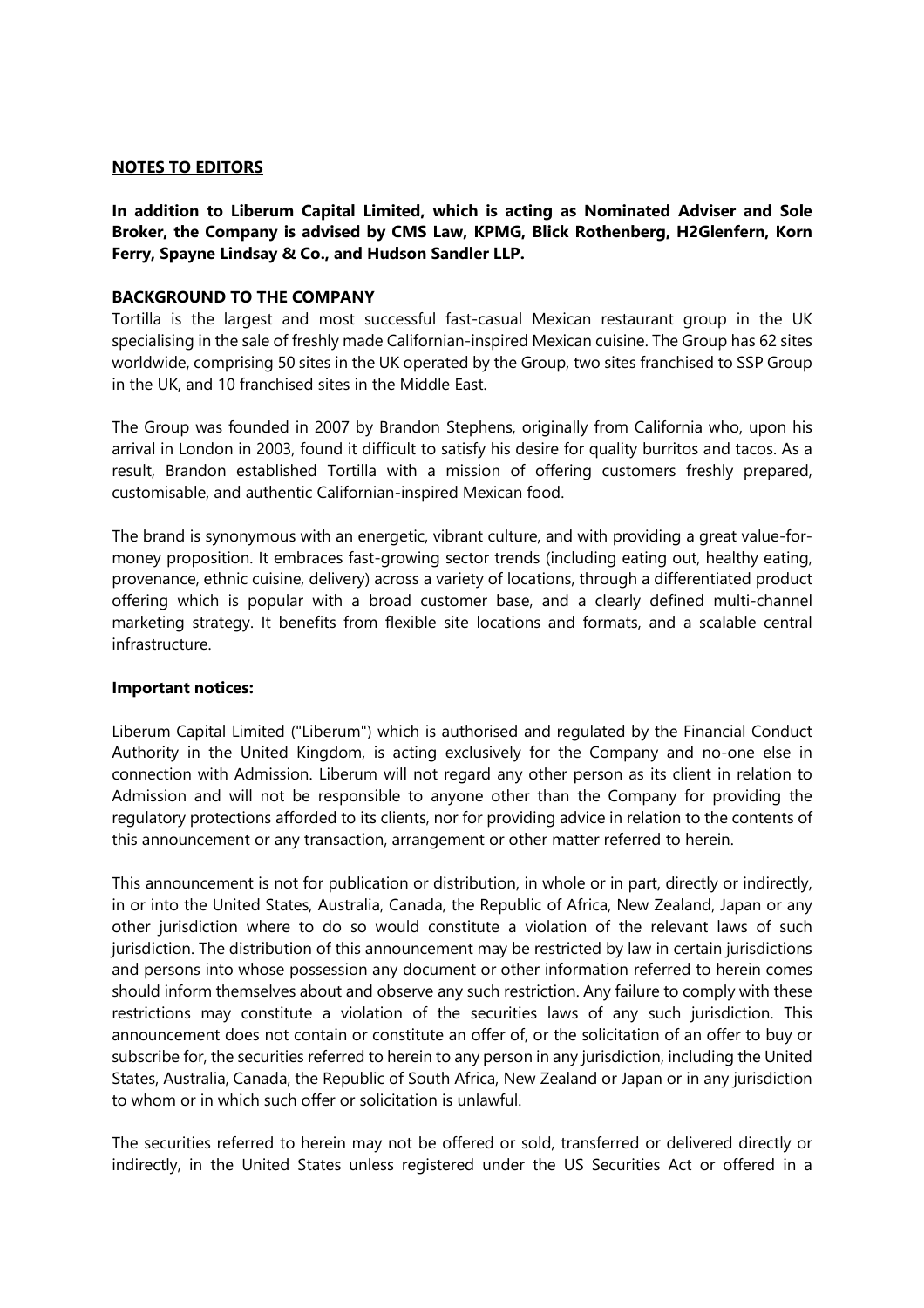## NOTES TO EDITORS

**In addition to Liberum Capital Limited, which is acting as Nominated Adviser and Sole Broker, the Company is advised by CMS Law, KPMG, Blick Rothenberg, H2Glenfern, Korn Ferry, Spayne Lindsay & Co., and Hudson Sandler LLP.**

**BACKGROUND TO THE COMPANY**

Tortilla is the largest and most successful fast-casual Mexican restaurant group in the UK specialising in the sale of freshly made Californian-inspired Mexican cuisine. The Group has 62 sites worldwide, comprising 50 sites in the UK operated by the Group, two sites franchised to SSP Group in the UK, and 10 franchised sites in the Middle East.

The Group was founded in 2007 by Brandon Stephens, originally from California who, upon his arrival in London in 2003, found it difficult to satisfy his desire for quality burritos and tacos. As a result, Brandon established Tortilla with a mission of offering customers freshly prepared, customisable, and authentic Californian-inspired Mexican food.

The brand is synonymous with an energetic, vibrant culture, and with providing a great value-for-money proposition. It embraces fast-growing sector trends (including eating out, healthy eating, provenance, ethnic cuisine, delivery) across a variety of locations, through a differentiated product offering which is popular with a broad customer base, and a clearly defined multi-channel marketing strategy. It benefits from flexible site locations and formats, and a scalable central infrastructure.

**Important notices:**

Liberum Capital Limited ("Liberum") which is authorised and regulated by the Financial Conduct Authority in the United Kingdom, is acting exclusively for the Company and no-one else in connection with Admission. Liberum will not regard any other person as its client in relation to Admission and will not be responsible to anyone other than the Company for providing the regulatory protections afforded to its clients, nor for providing advice in relation to the contents of this announcement or any transaction, arrangement or other matter referred to herein.

This announcement is not for publication or distribution, in whole or in part, directly or indirectly, in or into the United States, Australia, Canada, the Republic of Africa, New Zealand, Japan or any other jurisdiction where to do so would constitute a violation of the relevant laws of such jurisdiction. The distribution of this announcement may be restricted by law in certain jurisdictions and persons into whose possession any document or other information referred to herein comes should inform themselves about and observe any such restriction. Any failure to comply with these restrictions may constitute a violation of the securities laws of any such jurisdiction. This announcement does not contain or constitute an offer of, or the solicitation of an offer to buy or subscribe for, the securities referred to herein to any person in any jurisdiction, including the United States, Australia, Canada, the Republic of South Africa, New Zealand or Japan or in any jurisdiction to whom or in which such offer or solicitation is unlawful.

The securities referred to herein may not be offered or sold, transferred or delivered directly or indirectly, in the United States unless registered under the US Securities Act or offered in a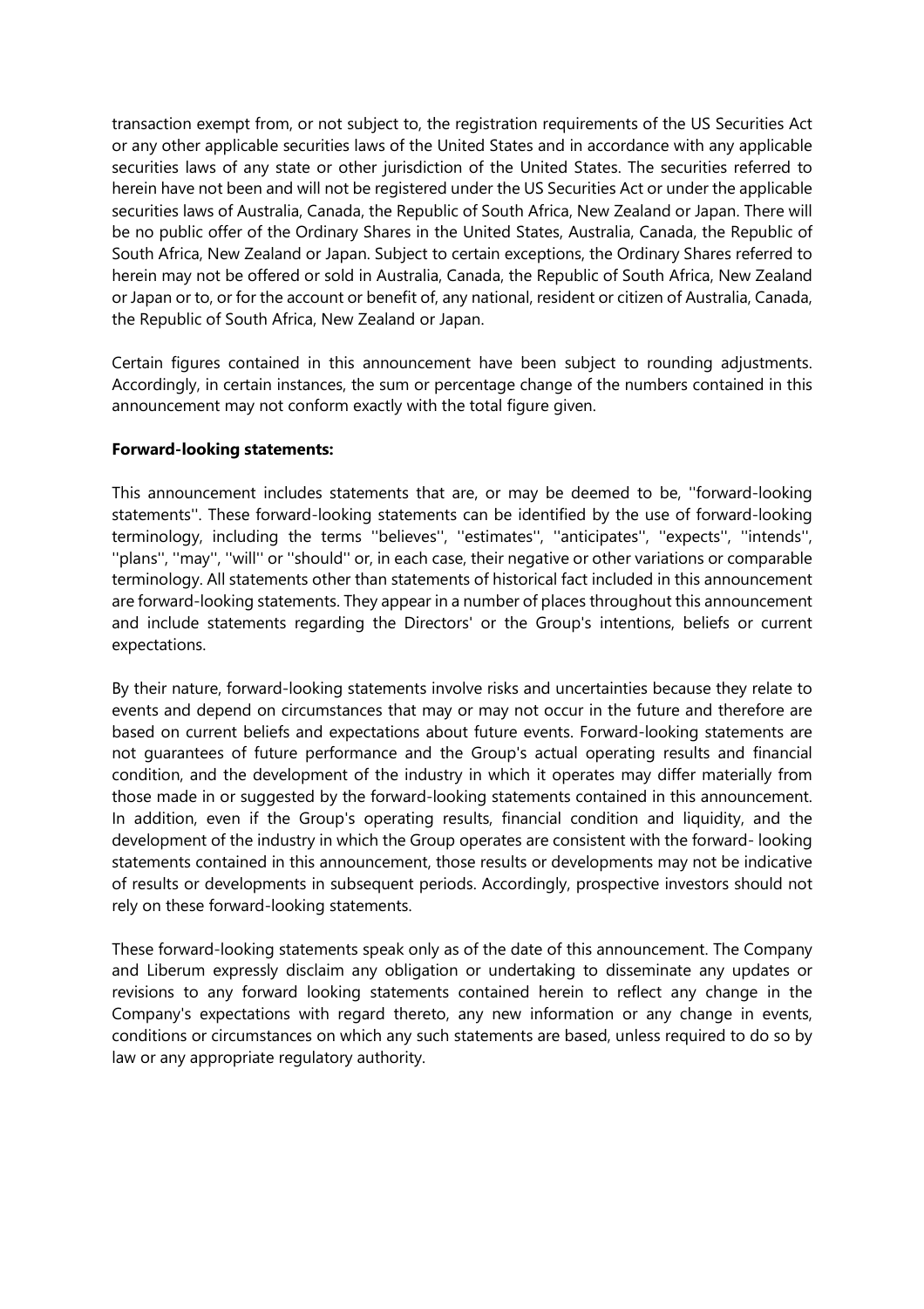transaction exempt from, or not subject to, the registration requirements of the US Securities Act or any other applicable securities laws of the United States and in accordance with any applicable securities laws of any state or other jurisdiction of the United States. The securities referred to herein have not been and will not be registered under the US Securities Act or under the applicable securities laws of Australia, Canada, the Republic of South Africa, New Zealand or Japan. There will be no public offer of the Ordinary Shares in the United States, Australia, Canada, the Republic of South Africa, New Zealand or Japan. Subject to certain exceptions, the Ordinary Shares referred to herein may not be offered or sold in Australia, Canada, the Republic of South Africa, New Zealand or Japan or to, or for the account or benefit of, any national, resident or citizen of Australia, Canada, the Republic of South Africa, New Zealand or Japan.

Certain figures contained in this announcement have been subject to rounding adjustments. Accordingly, in certain instances, the sum or percentage change of the numbers contained in this announcement may not conform exactly with the total figure given.

**Forward-looking statements:**

This announcement includes statements that are, or may be deemed to be, ''forward-looking statements''. These forward-looking statements can be identified by the use of forward-looking terminology, including the terms ''believes'', ''estimates'', ''anticipates'', ''expects'', ''intends'', ''plans'', ''may'', ''will'' or ''should'' or, in each case, their negative or other variations or comparable terminology. All statements other than statements of historical fact included in this announcement are forward-looking statements. They appear in a number of places throughout this announcement and include statements regarding the Directors' or the Group's intentions, beliefs or current expectations.

By their nature, forward-looking statements involve risks and uncertainties because they relate to events and depend on circumstances that may or may not occur in the future and therefore are based on current beliefs and expectations about future events. Forward-looking statements are not guarantees of future performance and the Group's actual operating results and financial condition, and the development of the industry in which it operates may differ materially from those made in or suggested by the forward-looking statements contained in this announcement. In addition, even if the Group's operating results, financial condition and liquidity, and the development of the industry in which the Group operates are consistent with the forward- looking statements contained in this announcement, those results or developments may not be indicative of results or developments in subsequent periods. Accordingly, prospective investors should not rely on these forward-looking statements.

These forward-looking statements speak only as of the date of this announcement. The Company and Liberum expressly disclaim any obligation or undertaking to disseminate any updates or revisions to any forward looking statements contained herein to reflect any change in the Company's expectations with regard thereto, any new information or any change in events, conditions or circumstances on which any such statements are based, unless required to do so by law or any appropriate regulatory authority.